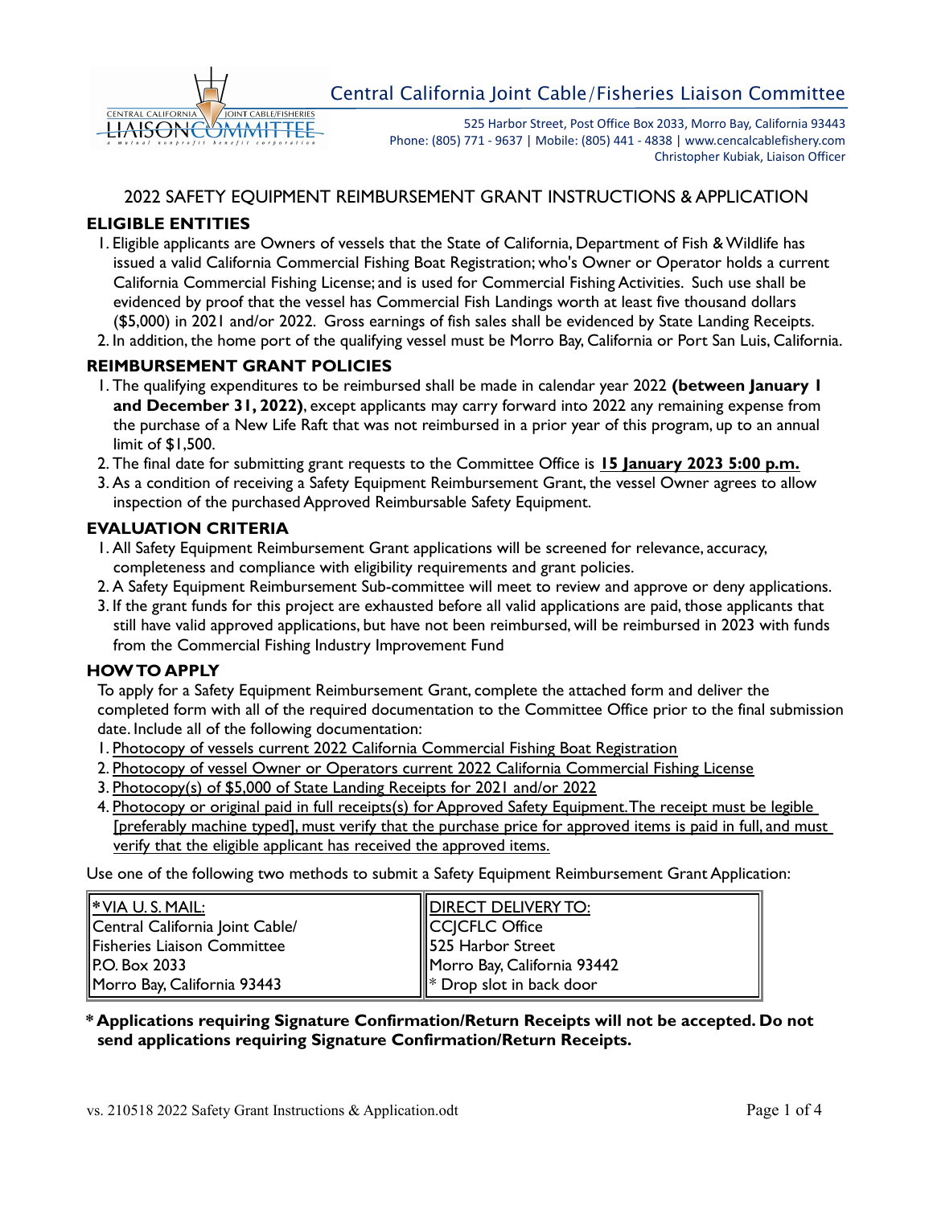Central California Joint Cable/Fisheries Liaison Committee

525 Harbor Street, Post Office Box 2033, Morro Bay, California 93443
Phone: (805) 771 - 9637 | Mobile: (805) 441 - 4838 | www.cencalcablefishery.com
Christopher Kubiak, Liaison Officer

# 2022 SAFETY EQUIPMENT REIMBURSEMENT GRANT INSTRUCTIONS & APPLICATION

## ELIGIBLE ENTITIES

1. Eligible applicants are Owners of vessels that the State of California, Department of Fish & Wildlife has issued a valid California Commercial Fishing Boat Registration; who's Owner or Operator holds a current California Commercial Fishing License; and is used for Commercial Fishing Activities. Such use shall be evidenced by proof that the vessel has Commercial Fish Landings worth at least five thousand dollars ($5,000) in 2021 and/or 2022. Gross earnings of fish sales shall be evidenced by State Landing Receipts.
2. In addition, the home port of the qualifying vessel must be Morro Bay, California or Port San Luis, California.

## REIMBURSEMENT GRANT POLICIES

1. The qualifying expenditures to be reimbursed shall be made in calendar year 2022 **(between January 1 and December 31, 2022)**, except applicants may carry forward into 2022 any remaining expense from the purchase of a New Life Raft that was not reimbursed in a prior year of this program, up to an annual limit of $1,500.
2. The final date for submitting grant requests to the Committee Office is **15 January 2023 5:00 p.m.**
3. As a condition of receiving a Safety Equipment Reimbursement Grant, the vessel Owner agrees to allow inspection of the purchased Approved Reimbursable Safety Equipment.

## EVALUATION CRITERIA

1. All Safety Equipment Reimbursement Grant applications will be screened for relevance, accuracy, completeness and compliance with eligibility requirements and grant policies.
2. A Safety Equipment Reimbursement Sub-committee will meet to review and approve or deny applications.
3. If the grant funds for this project are exhausted before all valid applications are paid, those applicants that still have valid approved applications, but have not been reimbursed, will be reimbursed in 2023 with funds from the Commercial Fishing Industry Improvement Fund

## HOW TO APPLY

To apply for a Safety Equipment Reimbursement Grant, complete the attached form and deliver the completed form with all of the required documentation to the Committee Office prior to the final submission date. Include all of the following documentation:

1. Photocopy of vessels current 2022 California Commercial Fishing Boat Registration
2. Photocopy of vessel Owner or Operators current 2022 California Commercial Fishing License
3. Photocopy(s) of $5,000 of State Landing Receipts for 2021 and/or 2022
4. Photocopy or original paid in full receipts(s) for Approved Safety Equipment. The receipt must be legible [preferably machine typed], must verify that the purchase price for approved items is paid in full, and must verify that the eligible applicant has received the approved items.

Use one of the following two methods to submit a Safety Equipment Reimbursement Grant Application:

| *VIA U. S. MAIL: | DIRECT DELIVERY TO: |
|---|---|
| Central California Joint Cable/ | CCJCFLC Office |
| Fisheries Liaison Committee | 525 Harbor Street |
| P.O. Box 2033 | Morro Bay, California 93442 |
| Morro Bay, California 93443 | * Drop slot in back door |

**\* Applications requiring Signature Confirmation/Return Receipts will not be accepted. Do not send applications requiring Signature Confirmation/Return Receipts.**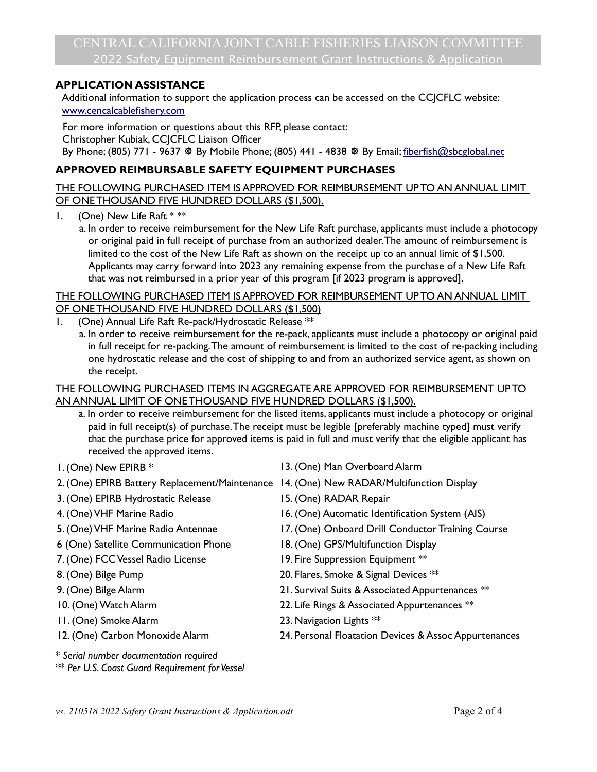## APPLICATION ASSISTANCE

Additional information to support the application process can be accessed on the CCJCFLC website: www.cencalcablefishery.com

For more information or questions about this RFP, please contact:
Christopher Kubiak, CCJCFLC Liaison Officer
By Phone; (805) 771 - 9637 ☸ By Mobile Phone; (805) 441 - 4838 ☸ By Email; fiberfish@sbcglobal.net

## APPROVED REIMBURSABLE SAFETY EQUIPMENT PURCHASES

THE FOLLOWING PURCHASED ITEM IS APPROVED FOR REIMBURSEMENT UP TO AN ANNUAL LIMIT OF ONE THOUSAND FIVE HUNDRED DOLLARS ($1,500).

1. (One) New Life Raft * **
   a. In order to receive reimbursement for the New Life Raft purchase, applicants must include a photocopy or original paid in full receipt of purchase from an authorized dealer. The amount of reimbursement is limited to the cost of the New Life Raft as shown on the receipt up to an annual limit of $1,500. Applicants may carry forward into 2023 any remaining expense from the purchase of a New Life Raft that was not reimbursed in a prior year of this program [if 2023 program is approved].

THE FOLLOWING PURCHASED ITEM IS APPROVED FOR REIMBURSEMENT UP TO AN ANNUAL LIMIT OF ONE THOUSAND FIVE HUNDRED DOLLARS ($1,500)

1. (One) Annual Life Raft Re-pack/Hydrostatic Release **
   a. In order to receive reimbursement for the re-pack, applicants must include a photocopy or original paid in full receipt for re-packing. The amount of reimbursement is limited to the cost of re-packing including one hydrostatic release and the cost of shipping to and from an authorized service agent, as shown on the receipt.

THE FOLLOWING PURCHASED ITEMS IN AGGREGATE ARE APPROVED FOR REIMBURSEMENT UP TO AN ANNUAL LIMIT OF ONE THOUSAND FIVE HUNDRED DOLLARS ($1,500).

a. In order to receive reimbursement for the listed items, applicants must include a photocopy or original paid in full receipt(s) of purchase. The receipt must be legible [preferably machine typed] must verify that the purchase price for approved items is paid in full and must verify that the eligible applicant has received the approved items.

1. (One) New EPIRB *
2. (One) EPIRB Battery Replacement/Maintenance
3. (One) EPIRB Hydrostatic Release
4. (One) VHF Marine Radio
5. (One) VHF Marine Radio Antennae
6 (One) Satellite Communication Phone
7. (One) FCC Vessel Radio License
8. (One) Bilge Pump
9. (One) Bilge Alarm
10. (One) Watch Alarm
11. (One) Smoke Alarm
12. (One) Carbon Monoxide Alarm
13. (One) Man Overboard Alarm
14. (One) New RADAR/Multifunction Display
15. (One) RADAR Repair
16. (One) Automatic Identification System (AIS)
17. (One) Onboard Drill Conductor Training Course
18. (One) GPS/Multifunction Display
19. Fire Suppression Equipment **
20. Flares, Smoke & Signal Devices **
21. Survival Suits & Associated Appurtenances **
22. Life Rings & Associated Appurtenances **
23. Navigation Lights **
24. Personal Floatation Devices & Assoc Appurtenances

*\* Serial number documentation required*
*\*\* Per U.S. Coast Guard Requirement for Vessel*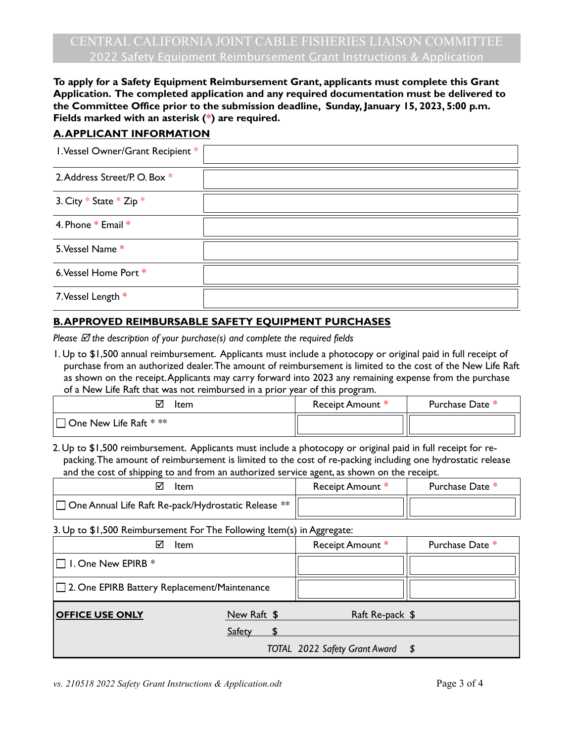# CENTRAL CALIFORNIA JOINT CABLE FISHERIES LIAISON COMMITTEE
## 2022 Safety Equipment Reimbursement Grant Instructions & Application

**To apply for a Safety Equipment Reimbursement Grant, applicants must complete this Grant Application. The completed application and any required documentation must be delivered to the Committee Office prior to the submission deadline, Sunday, January 15, 2023, 5:00 p.m. Fields marked with an asterisk (*) are required.**

## A. APPLICANT INFORMATION

| | |
|---|---|
| 1. Vessel Owner/Grant Recipient * | |
| 2. Address Street/P. O. Box * | |
| 3. City * State * Zip * | |
| 4. Phone * Email * | |
| 5. Vessel Name * | |
| 6. Vessel Home Port * | |
| 7. Vessel Length * | |

## B. APPROVED REIMBURSABLE SAFETY EQUIPMENT PURCHASES

*Please ☑ the description of your purchase(s) and complete the required fields*

1. Up to $1,500 annual reimbursement. Applicants must include a photocopy or original paid in full receipt of purchase from an authorized dealer. The amount of reimbursement is limited to the cost of the New Life Raft as shown on the receipt. Applicants may carry forward into 2023 any remaining expense from the purchase of a New Life Raft that was not reimbursed in a prior year of this program.

| ☑ Item | Receipt Amount * | Purchase Date * |
|---|---|---|
| ☐ One New Life Raft * ** | | |

2. Up to $1,500 reimbursement. Applicants must include a photocopy or original paid in full receipt for re-packing. The amount of reimbursement is limited to the cost of re-packing including one hydrostatic release and the cost of shipping to and from an authorized service agent, as shown on the receipt.

| ☑ Item | Receipt Amount * | Purchase Date * |
|---|---|---|
| ☐ One Annual Life Raft Re-pack/Hydrostatic Release ** | | |

3. Up to $1,500 Reimbursement For The Following Item(s) in Aggregate:

| ☑ Item | Receipt Amount * | Purchase Date * |
|---|---|---|
| ☐ 1. One New EPIRB * | | |
| ☐ 2. One EPIRB Battery Replacement/Maintenance | | |

| **OFFICE USE ONLY** | New Raft $ | Raft Re-pack $ |
|---|---|---|
| | Safety $ | |
| | *TOTAL 2022 Safety Grant Award* | $ |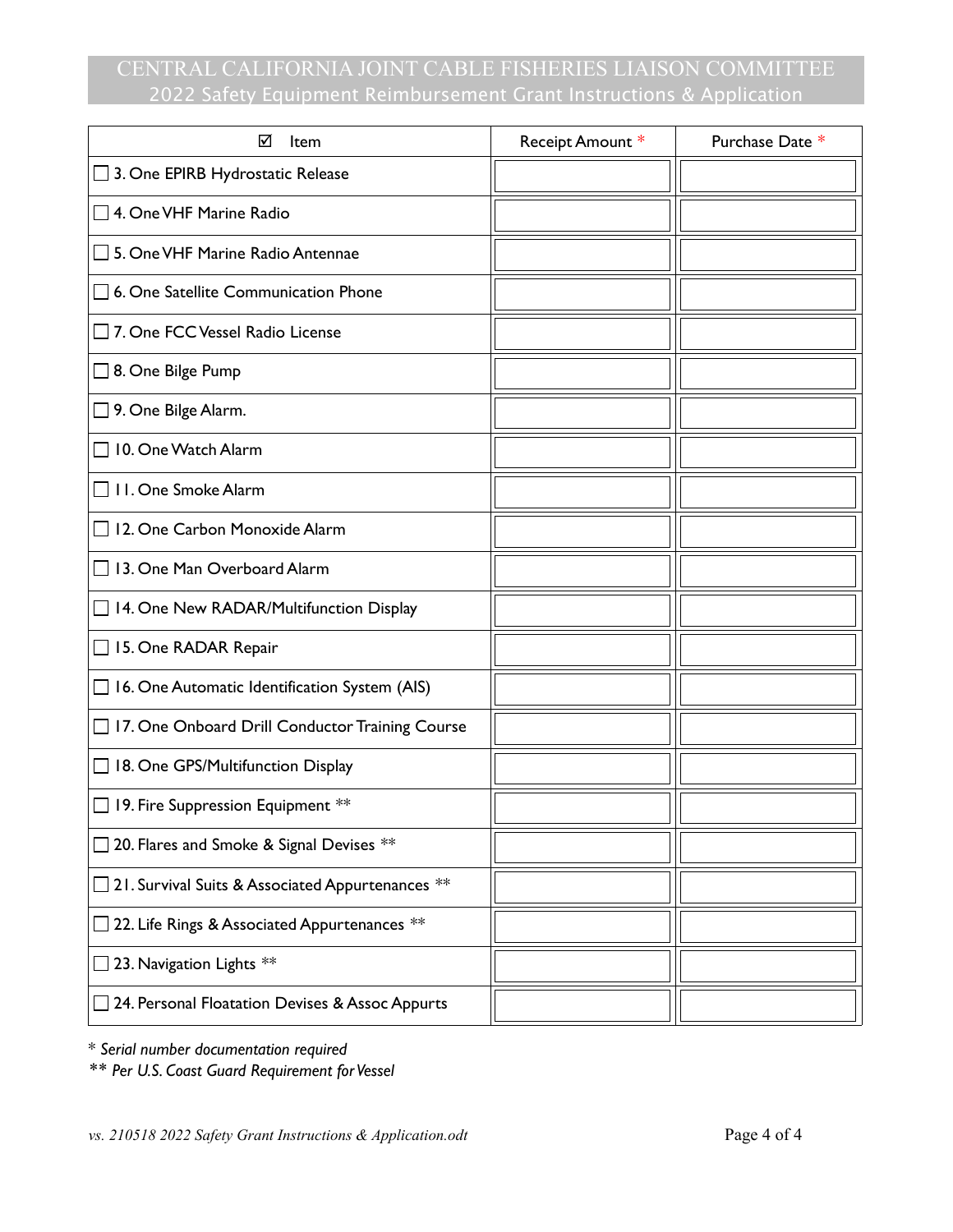| ☑ Item | Receipt Amount * | Purchase Date * |
|---|---|---|
| ☐ 3. One EPIRB Hydrostatic Release | | |
| ☐ 4. One VHF Marine Radio | | |
| ☐ 5. One VHF Marine Radio Antennae | | |
| ☐ 6. One Satellite Communication Phone | | |
| ☐ 7. One FCC Vessel Radio License | | |
| ☐ 8. One Bilge Pump | | |
| ☐ 9. One Bilge Alarm. | | |
| ☐ 10. One Watch Alarm | | |
| ☐ 11. One Smoke Alarm | | |
| ☐ 12. One Carbon Monoxide Alarm | | |
| ☐ 13. One Man Overboard Alarm | | |
| ☐ 14. One New RADAR/Multifunction Display | | |
| ☐ 15. One RADAR Repair | | |
| ☐ 16. One Automatic Identification System (AIS) | | |
| ☐ 17. One Onboard Drill Conductor Training Course | | |
| ☐ 18. One GPS/Multifunction Display | | |
| ☐ 19. Fire Suppression Equipment ** | | |
| ☐ 20. Flares and Smoke & Signal Devises ** | | |
| ☐ 21. Survival Suits & Associated Appurtenances ** | | |
| ☐ 22. Life Rings & Associated Appurtenances ** | | |
| ☐ 23. Navigation Lights ** | | |
| ☐ 24. Personal Floatation Devises & Assoc Appurts | | |

\* *Serial number documentation required*

\*\* *Per U.S. Coast Guard Requirement for Vessel*